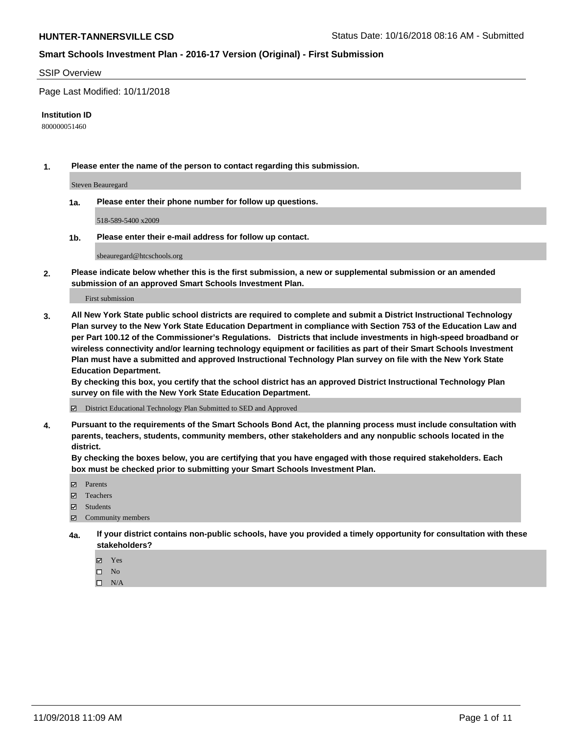**HUNTER-TANNERSVILLE CSD** Status Date: 10/16/2018 08:16 AM - Submitted

**Smart Schools Investment Plan - 2016-17 Version (Original) - First Submission**

SSIP Overview

Page Last Modified: 10/11/2018

**Institution ID**

800000051460

**1. Please enter the name of the person to contact regarding this submission.**

Steven Beauregard

**1a. Please enter their phone number for follow up questions.**

518-589-5400 x2009

**1b. Please enter their e-mail address for follow up contact.**

sbeauregard@htcschools.org

**2. Please indicate below whether this is the first submission, a new or supplemental submission or an amended submission of an approved Smart Schools Investment Plan.**

First submission

**3. All New York State public school districts are required to complete and submit a District Instructional Technology Plan survey to the New York State Education Department in compliance with Section 753 of the Education Law and per Part 100.12 of the Commissioner's Regulations. Districts that include investments in high-speed broadband or wireless connectivity and/or learning technology equipment or facilities as part of their Smart Schools Investment Plan must have a submitted and approved Instructional Technology Plan survey on file with the New York State Education Department.**

**By checking this box, you certify that the school district has an approved District Instructional Technology Plan survey on file with the New York State Education Department.**

☑ District Educational Technology Plan Submitted to SED and Approved

**4. Pursuant to the requirements of the Smart Schools Bond Act, the planning process must include consultation with parents, teachers, students, community members, other stakeholders and any nonpublic schools located in the district.**

**By checking the boxes below, you are certifying that you have engaged with those required stakeholders. Each box must be checked prior to submitting your Smart Schools Investment Plan.**

- ☑ Parents
- ☑ Teachers
- ☑ Students
- ☑ Community members

**4a. If your district contains non-public schools, have you provided a timely opportunity for consultation with these stakeholders?**

- ☑ Yes
- ☐ No
- ☐ N/A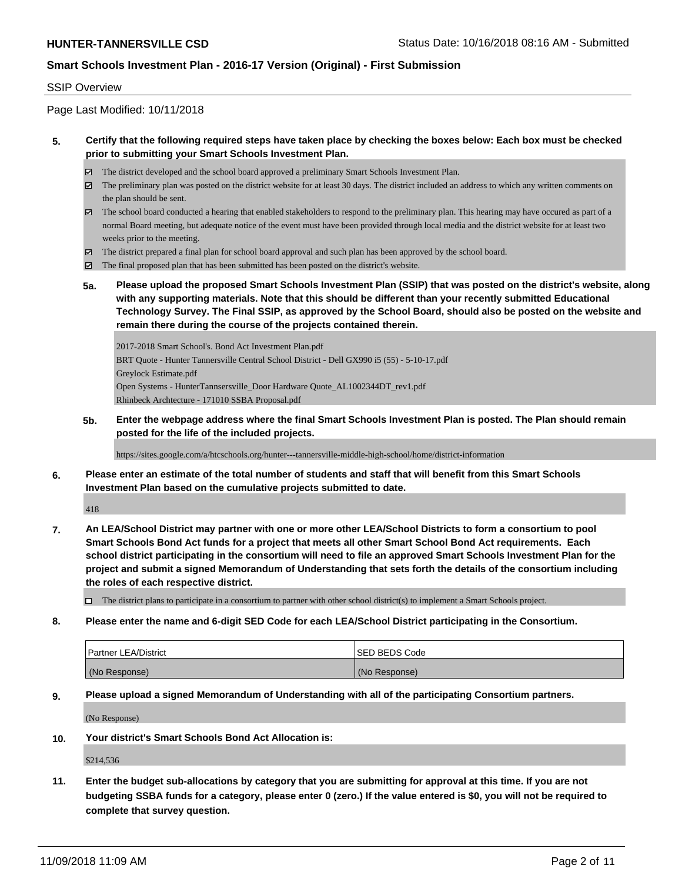SSIP Overview

Page Last Modified: 10/11/2018

**5. Certify that the following required steps have taken place by checking the boxes below: Each box must be checked prior to submitting your Smart Schools Investment Plan.**

- ☑ The district developed and the school board approved a preliminary Smart Schools Investment Plan.
- ☑ The preliminary plan was posted on the district website for at least 30 days. The district included an address to which any written comments on the plan should be sent.
- ☑ The school board conducted a hearing that enabled stakeholders to respond to the preliminary plan. This hearing may have occured as part of a normal Board meeting, but adequate notice of the event must have been provided through local media and the district website for at least two weeks prior to the meeting.
- ☑ The district prepared a final plan for school board approval and such plan has been approved by the school board.
- ☑ The final proposed plan that has been submitted has been posted on the district's website.

**5a. Please upload the proposed Smart Schools Investment Plan (SSIP) that was posted on the district's website, along with any supporting materials. Note that this should be different than your recently submitted Educational Technology Survey. The Final SSIP, as approved by the School Board, should also be posted on the website and remain there during the course of the projects contained therein.**

2017-2018 Smart School's. Bond Act Investment Plan.pdf
BRT Quote - Hunter Tannersville Central School District - Dell GX990 i5 (55) - 5-10-17.pdf
Greylock Estimate.pdf
Open Systems - HunterTannsersville_Door Hardware Quote_AL1002344DT_rev1.pdf
Rhinbeck Archtecture - 171010 SSBA Proposal.pdf

**5b. Enter the webpage address where the final Smart Schools Investment Plan is posted. The Plan should remain posted for the life of the included projects.**

https://sites.google.com/a/htcschools.org/hunter---tannersville-middle-high-school/home/district-information

**6. Please enter an estimate of the total number of students and staff that will benefit from this Smart Schools Investment Plan based on the cumulative projects submitted to date.**

418

**7. An LEA/School District may partner with one or more other LEA/School Districts to form a consortium to pool Smart Schools Bond Act funds for a project that meets all other Smart School Bond Act requirements. Each school district participating in the consortium will need to file an approved Smart Schools Investment Plan for the project and submit a signed Memorandum of Understanding that sets forth the details of the consortium including the roles of each respective district.**

- ☐ The district plans to participate in a consortium to partner with other school district(s) to implement a Smart Schools project.

**8. Please enter the name and 6-digit SED Code for each LEA/School District participating in the Consortium.**

| Partner LEA/District | SED BEDS Code |
| --- | --- |
| (No Response) | (No Response) |

**9. Please upload a signed Memorandum of Understanding with all of the participating Consortium partners.**

(No Response)

**10. Your district's Smart Schools Bond Act Allocation is:**

$214,536

**11. Enter the budget sub-allocations by category that you are submitting for approval at this time. If you are not budgeting SSBA funds for a category, please enter 0 (zero.) If the value entered is $0, you will not be required to complete that survey question.**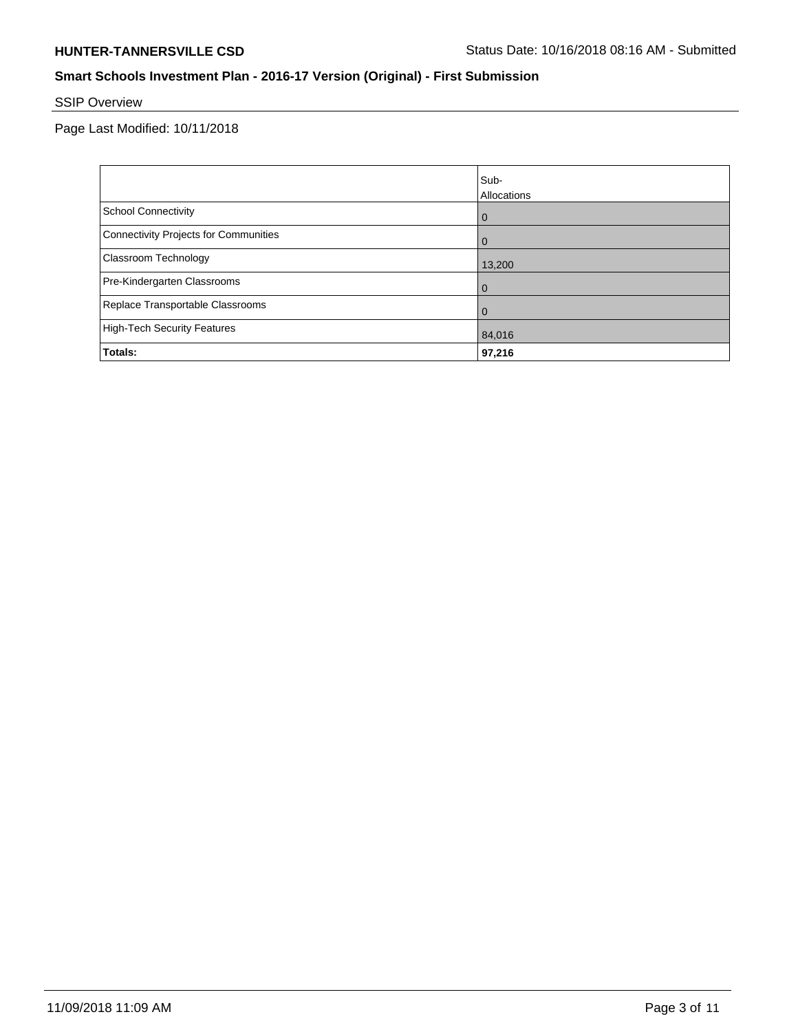## SSIP Overview

Page Last Modified: 10/11/2018

| | Sub-Allocations |
|---|---|
| School Connectivity | 0 |
| Connectivity Projects for Communities | 0 |
| Classroom Technology | 13,200 |
| Pre-Kindergarten Classrooms | 0 |
| Replace Transportable Classrooms | 0 |
| High-Tech Security Features | 84,016 |
| **Totals:** | **97,216** |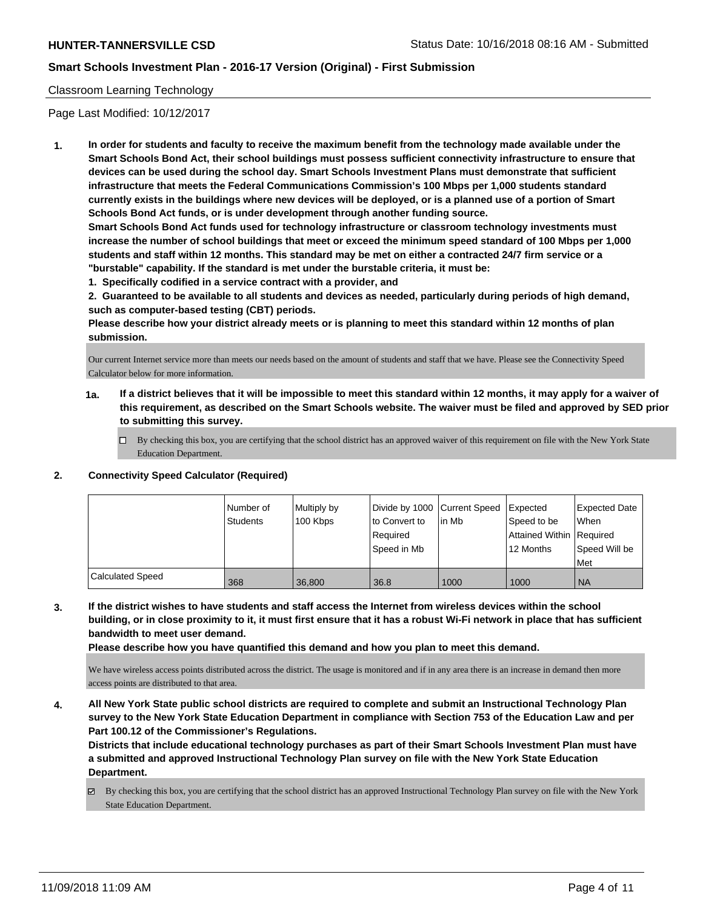Classroom Learning Technology

Page Last Modified: 10/12/2017

**1. In order for students and faculty to receive the maximum benefit from the technology made available under the Smart Schools Bond Act, their school buildings must possess sufficient connectivity infrastructure to ensure that devices can be used during the school day. Smart Schools Investment Plans must demonstrate that sufficient infrastructure that meets the Federal Communications Commission's 100 Mbps per 1,000 students standard currently exists in the buildings where new devices will be deployed, or is a planned use of a portion of Smart Schools Bond Act funds, or is under development through another funding source.**

**Smart Schools Bond Act funds used for technology infrastructure or classroom technology investments must increase the number of school buildings that meet or exceed the minimum speed standard of 100 Mbps per 1,000 students and staff within 12 months. This standard may be met on either a contracted 24/7 firm service or a "burstable" capability. If the standard is met under the burstable criteria, it must be:**

**1. Specifically codified in a service contract with a provider, and**

**2. Guaranteed to be available to all students and devices as needed, particularly during periods of high demand, such as computer-based testing (CBT) periods.**

**Please describe how your district already meets or is planning to meet this standard within 12 months of plan submission.**

Our current Internet service more than meets our needs based on the amount of students and staff that we have. Please see the Connectivity Speed Calculator below for more information.

**1a. If a district believes that it will be impossible to meet this standard within 12 months, it may apply for a waiver of this requirement, as described on the Smart Schools website. The waiver must be filed and approved by SED prior to submitting this survey.**

☐ By checking this box, you are certifying that the school district has an approved waiver of this requirement on file with the New York State Education Department.

**2. Connectivity Speed Calculator (Required)**

| | Number of Students | Multiply by 100 Kbps | Divide by 1000 to Convert to Required Speed in Mb | Current Speed in Mb | Expected Speed to be Attained Within 12 Months | Expected Date When Required Speed Will be Met |
|---|---|---|---|---|---|---|
| Calculated Speed | 368 | 36,800 | 36.8 | 1000 | 1000 | NA |

**3. If the district wishes to have students and staff access the Internet from wireless devices within the school building, or in close proximity to it, it must first ensure that it has a robust Wi-Fi network in place that has sufficient bandwidth to meet user demand.**

**Please describe how you have quantified this demand and how you plan to meet this demand.**

We have wireless access points distributed across the district. The usage is monitored and if in any area there is an increase in demand then more access points are distributed to that area.

**4. All New York State public school districts are required to complete and submit an Instructional Technology Plan survey to the New York State Education Department in compliance with Section 753 of the Education Law and per Part 100.12 of the Commissioner's Regulations.**

**Districts that include educational technology purchases as part of their Smart Schools Investment Plan must have a submitted and approved Instructional Technology Plan survey on file with the New York State Education Department.**

☑ By checking this box, you are certifying that the school district has an approved Instructional Technology Plan survey on file with the New York State Education Department.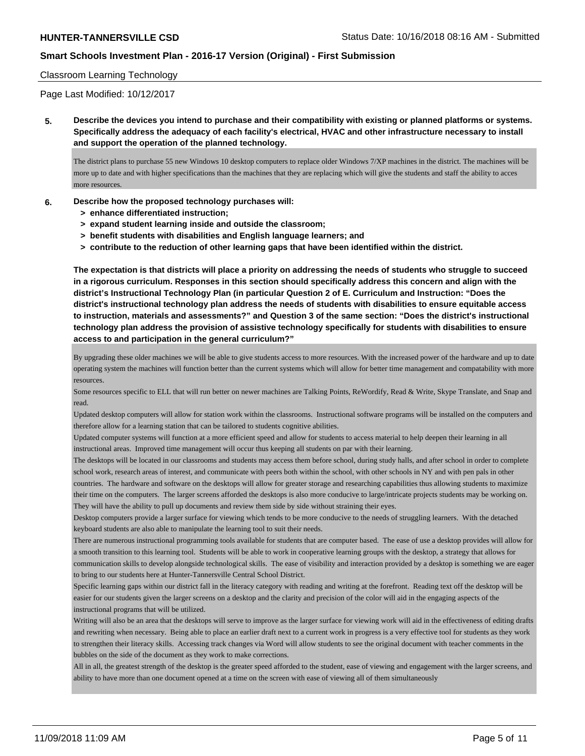Classroom Learning Technology

Page Last Modified: 10/12/2017

**5. Describe the devices you intend to purchase and their compatibility with existing or planned platforms or systems. Specifically address the adequacy of each facility's electrical, HVAC and other infrastructure necessary to install and support the operation of the planned technology.**

The district plans to purchase 55 new Windows 10 desktop computers to replace older Windows 7/XP machines in the district. The machines will be more up to date and with higher specifications than the machines that they are replacing which will give the students and staff the ability to acces more resources.

**6. Describe how the proposed technology purchases will:**
**> enhance differentiated instruction;**
**> expand student learning inside and outside the classroom;**
**> benefit students with disabilities and English language learners; and**
**> contribute to the reduction of other learning gaps that have been identified within the district.**

**The expectation is that districts will place a priority on addressing the needs of students who struggle to succeed in a rigorous curriculum. Responses in this section should specifically address this concern and align with the district's Instructional Technology Plan (in particular Question 2 of E. Curriculum and Instruction: "Does the district's instructional technology plan address the needs of students with disabilities to ensure equitable access to instruction, materials and assessments?" and Question 3 of the same section: "Does the district's instructional technology plan address the provision of assistive technology specifically for students with disabilities to ensure access to and participation in the general curriculum?"**

By upgrading these older machines we will be able to give students access to more resources. With the increased power of the hardware and up to date operating system the machines will function better than the current systems which will allow for better time management and compatability with more resources.

Some resources specific to ELL that will run better on newer machines are Talking Points, ReWordify, Read & Write, Skype Translate, and Snap and read.

Updated desktop computers will allow for station work within the classrooms. Instructional software programs will be installed on the computers and therefore allow for a learning station that can be tailored to students cognitive abilities.

Updated computer systems will function at a more efficient speed and allow for students to access material to help deepen their learning in all instructional areas. Improved time management will occur thus keeping all students on par with their learning.

The desktops will be located in our classrooms and students may access them before school, during study halls, and after school in order to complete school work, research areas of interest, and communicate with peers both within the school, with other schools in NY and with pen pals in other countries. The hardware and software on the desktops will allow for greater storage and researching capabilities thus allowing students to maximize their time on the computers. The larger screens afforded the desktops is also more conducive to large/intricate projects students may be working on. They will have the ability to pull up documents and review them side by side without straining their eyes.

Desktop computers provide a larger surface for viewing which tends to be more conducive to the needs of struggling learners. With the detached keyboard students are also able to manipulate the learning tool to suit their needs.

There are numerous instructional programming tools available for students that are computer based. The ease of use a desktop provides will allow for a smooth transition to this learning tool. Students will be able to work in cooperative learning groups with the desktop, a strategy that allows for communication skills to develop alongside technological skills. The ease of visibility and interaction provided by a desktop is something we are eager to bring to our students here at Hunter-Tannersville Central School District.

Specific learning gaps within our district fall in the literacy category with reading and writing at the forefront. Reading text off the desktop will be easier for our students given the larger screens on a desktop and the clarity and precision of the color will aid in the engaging aspects of the instructional programs that will be utilized.

Writing will also be an area that the desktops will serve to improve as the larger surface for viewing work will aid in the effectiveness of editing drafts and rewriting when necessary. Being able to place an earlier draft next to a current work in progress is a very effective tool for students as they work to strengthen their literacy skills. Accessing track changes via Word will allow students to see the original document with teacher comments in the bubbles on the side of the document as they work to make corrections.

All in all, the greatest strength of the desktop is the greater speed afforded to the student, ease of viewing and engagement with the larger screens, and ability to have more than one document opened at a time on the screen with ease of viewing all of them simultaneously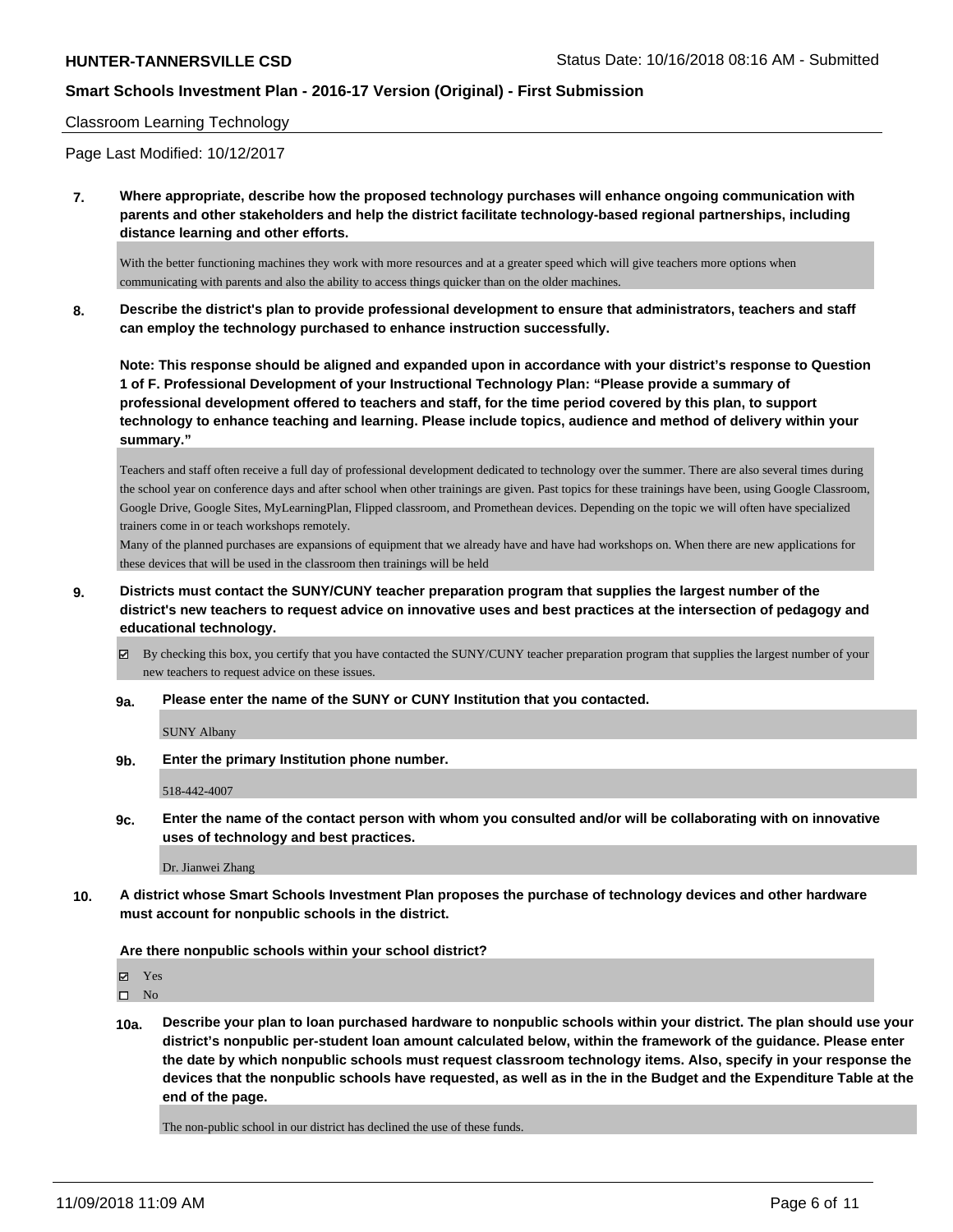Classroom Learning Technology

Page Last Modified: 10/12/2017

**7. Where appropriate, describe how the proposed technology purchases will enhance ongoing communication with parents and other stakeholders and help the district facilitate technology-based regional partnerships, including distance learning and other efforts.**

With the better functioning machines they work with more resources and at a greater speed which will give teachers more options when communicating with parents and also the ability to access things quicker than on the older machines.

**8. Describe the district's plan to provide professional development to ensure that administrators, teachers and staff can employ the technology purchased to enhance instruction successfully.**

**Note: This response should be aligned and expanded upon in accordance with your district's response to Question 1 of F. Professional Development of your Instructional Technology Plan: "Please provide a summary of professional development offered to teachers and staff, for the time period covered by this plan, to support technology to enhance teaching and learning. Please include topics, audience and method of delivery within your summary."**

Teachers and staff often receive a full day of professional development dedicated to technology over the summer. There are also several times during the school year on conference days and after school when other trainings are given. Past topics for these trainings have been, using Google Classroom, Google Drive, Google Sites, MyLearningPlan, Flipped classroom, and Promethean devices. Depending on the topic we will often have specialized trainers come in or teach workshops remotely.
Many of the planned purchases are expansions of equipment that we already have and have had workshops on. When there are new applications for these devices that will be used in the classroom then trainings will be held

**9. Districts must contact the SUNY/CUNY teacher preparation program that supplies the largest number of the district's new teachers to request advice on innovative uses and best practices at the intersection of pedagogy and educational technology.**

☑ By checking this box, you certify that you have contacted the SUNY/CUNY teacher preparation program that supplies the largest number of your new teachers to request advice on these issues.

**9a. Please enter the name of the SUNY or CUNY Institution that you contacted.**

SUNY Albany

**9b. Enter the primary Institution phone number.**

518-442-4007

**9c. Enter the name of the contact person with whom you consulted and/or will be collaborating with on innovative uses of technology and best practices.**

Dr. Jianwei Zhang

**10. A district whose Smart Schools Investment Plan proposes the purchase of technology devices and other hardware must account for nonpublic schools in the district.**

**Are there nonpublic schools within your school district?**

☑ Yes
☐ No

**10a. Describe your plan to loan purchased hardware to nonpublic schools within your district. The plan should use your district's nonpublic per-student loan amount calculated below, within the framework of the guidance. Please enter the date by which nonpublic schools must request classroom technology items. Also, specify in your response the devices that the nonpublic schools have requested, as well as in the in the Budget and the Expenditure Table at the end of the page.**

The non-public school in our district has declined the use of these funds.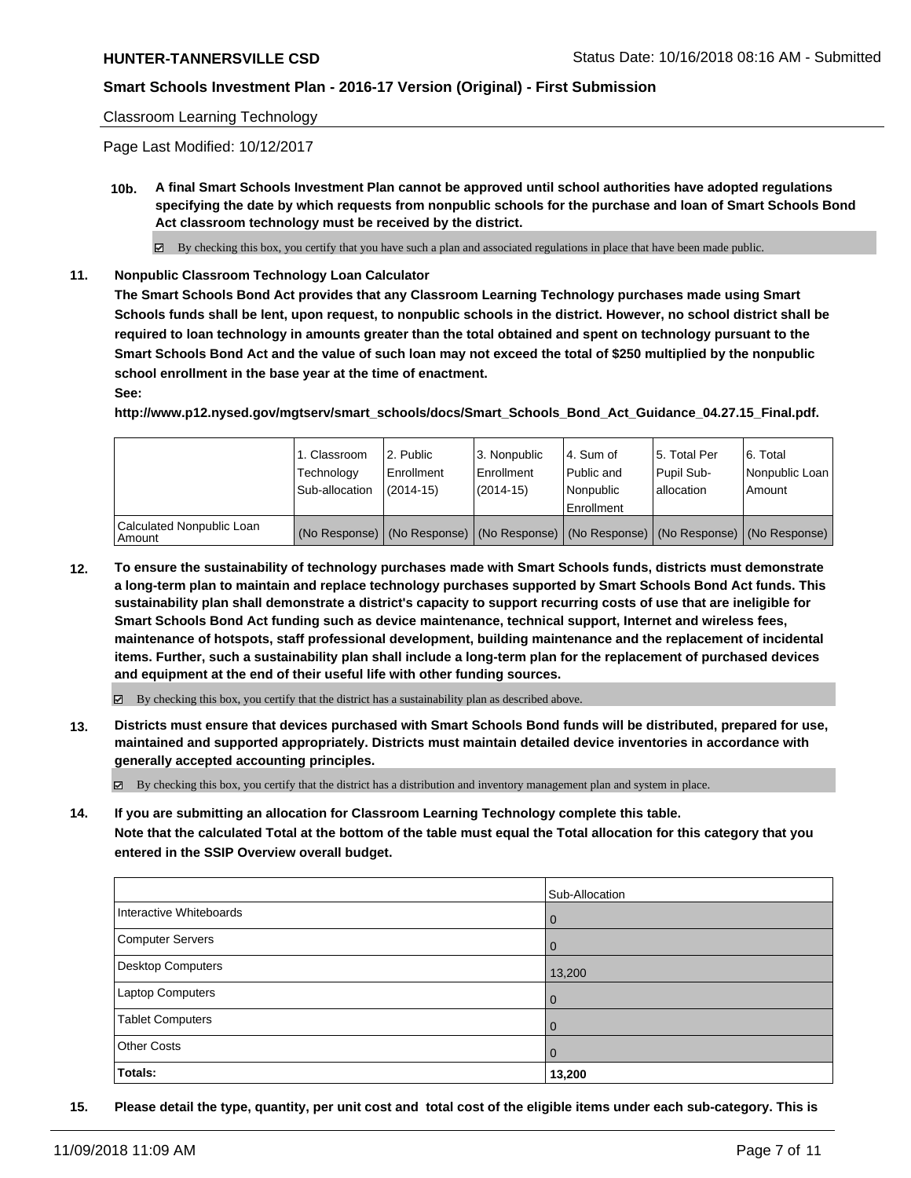Classroom Learning Technology

Page Last Modified: 10/12/2017

**10b. A final Smart Schools Investment Plan cannot be approved until school authorities have adopted regulations specifying the date by which requests from nonpublic schools for the purchase and loan of Smart Schools Bond Act classroom technology must be received by the district.**

☑ By checking this box, you certify that you have such a plan and associated regulations in place that have been made public.

**11. Nonpublic Classroom Technology Loan Calculator**

**The Smart Schools Bond Act provides that any Classroom Learning Technology purchases made using Smart Schools funds shall be lent, upon request, to nonpublic schools in the district. However, no school district shall be required to loan technology in amounts greater than the total obtained and spent on technology pursuant to the Smart Schools Bond Act and the value of such loan may not exceed the total of $250 multiplied by the nonpublic school enrollment in the base year at the time of enactment.**

**See:**

**http://www.p12.nysed.gov/mgtserv/smart_schools/docs/Smart_Schools_Bond_Act_Guidance_04.27.15_Final.pdf.**

| | 1. Classroom Technology Sub-allocation | 2. Public Enrollment (2014-15) | 3. Nonpublic Enrollment (2014-15) | 4. Sum of Public and Nonpublic Enrollment | 5. Total Per Pupil Sub-allocation | 6. Total Nonpublic Loan Amount |
|---|---|---|---|---|---|---|
| Calculated Nonpublic Loan Amount | (No Response) | (No Response) | (No Response) | (No Response) | (No Response) | (No Response) |

**12. To ensure the sustainability of technology purchases made with Smart Schools funds, districts must demonstrate a long-term plan to maintain and replace technology purchases supported by Smart Schools Bond Act funds. This sustainability plan shall demonstrate a district's capacity to support recurring costs of use that are ineligible for Smart Schools Bond Act funding such as device maintenance, technical support, Internet and wireless fees, maintenance of hotspots, staff professional development, building maintenance and the replacement of incidental items. Further, such a sustainability plan shall include a long-term plan for the replacement of purchased devices and equipment at the end of their useful life with other funding sources.**

☑ By checking this box, you certify that the district has a sustainability plan as described above.

**13. Districts must ensure that devices purchased with Smart Schools Bond funds will be distributed, prepared for use, maintained and supported appropriately. Districts must maintain detailed device inventories in accordance with generally accepted accounting principles.**

☑ By checking this box, you certify that the district has a distribution and inventory management plan and system in place.

**14. If you are submitting an allocation for Classroom Learning Technology complete this table.**
**Note that the calculated Total at the bottom of the table must equal the Total allocation for this category that you entered in the SSIP Overview overall budget.**

| | Sub-Allocation |
|---|---|
| Interactive Whiteboards | 0 |
| Computer Servers | 0 |
| Desktop Computers | 13,200 |
| Laptop Computers | 0 |
| Tablet Computers | 0 |
| Other Costs | 0 |
| **Totals:** | **13,200** |

**15. Please detail the type, quantity, per unit cost and total cost of the eligible items under each sub-category. This is**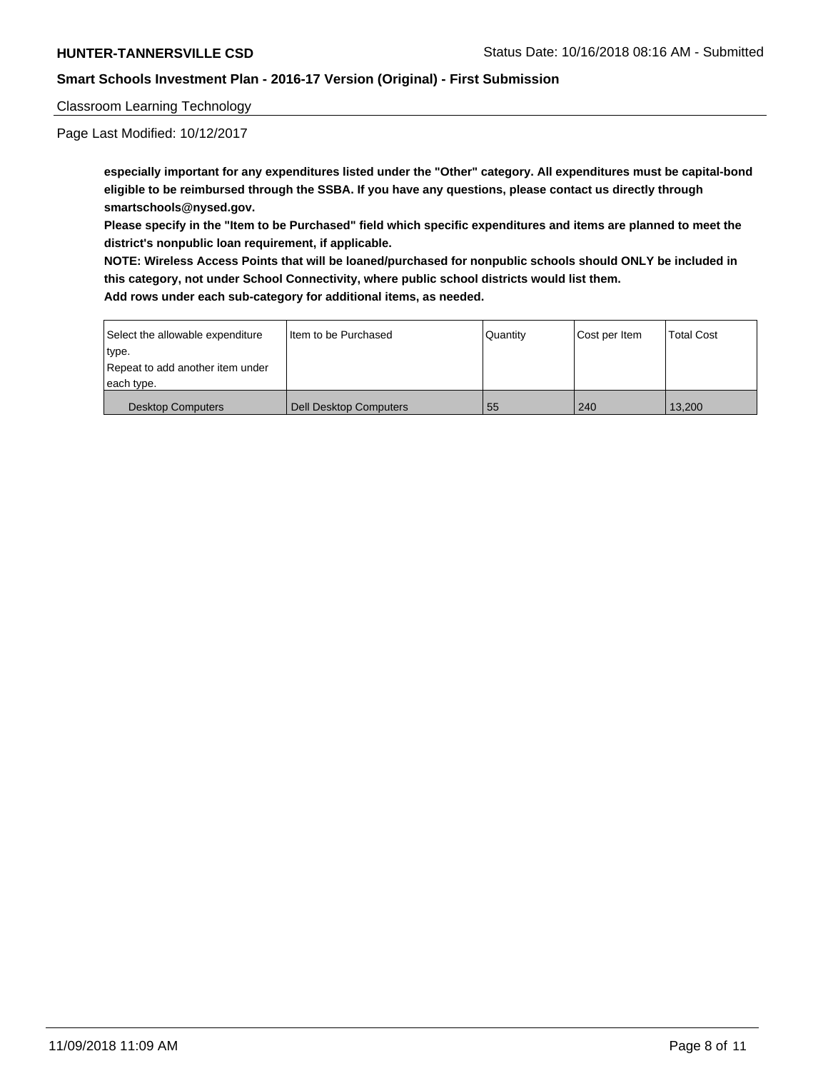**especially important for any expenditures listed under the "Other" category. All expenditures must be capital-bond eligible to be reimbursed through the SSBA. If you have any questions, please contact us directly through smartschools@nysed.gov.**

**Please specify in the "Item to be Purchased" field which specific expenditures and items are planned to meet the district's nonpublic loan requirement, if applicable.**

**NOTE: Wireless Access Points that will be loaned/purchased for nonpublic schools should ONLY be included in this category, not under School Connectivity, where public school districts would list them.**

**Add rows under each sub-category for additional items, as needed.**

| Select the allowable expenditure type. Repeat to add another item under each type. | Item to be Purchased | Quantity | Cost per Item | Total Cost |
|---|---|---|---|---|
| Desktop Computers | Dell Desktop Computers | 55 | 240 | 13,200 |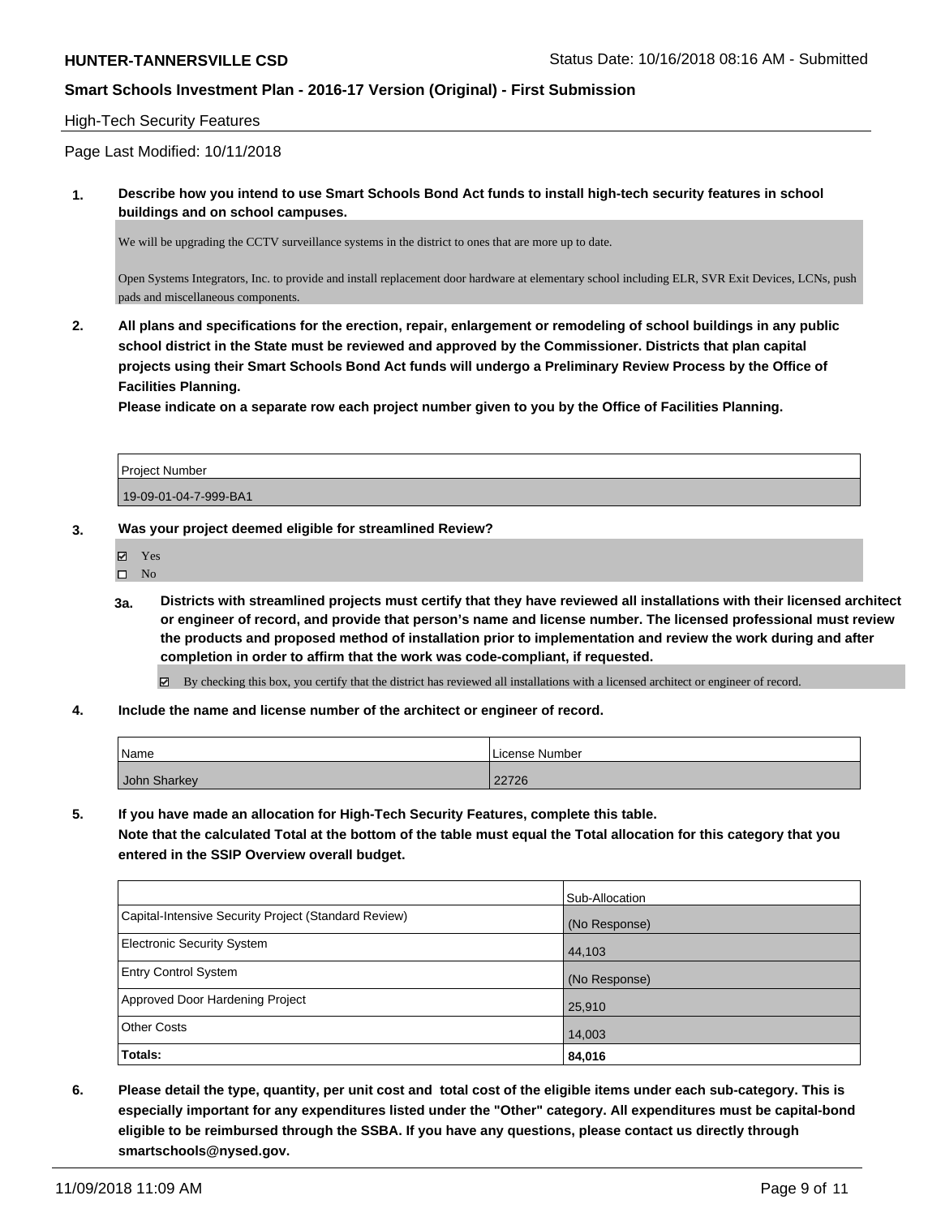High-Tech Security Features

Page Last Modified: 10/11/2018

**1. Describe how you intend to use Smart Schools Bond Act funds to install high-tech security features in school buildings and on school campuses.**

We will be upgrading the CCTV surveillance systems in the district to ones that are more up to date.

Open Systems Integrators, Inc. to provide and install replacement door hardware at elementary school including ELR, SVR Exit Devices, LCNs, push pads and miscellaneous components.

**2. All plans and specifications for the erection, repair, enlargement or remodeling of school buildings in any public school district in the State must be reviewed and approved by the Commissioner. Districts that plan capital projects using their Smart Schools Bond Act funds will undergo a Preliminary Review Process by the Office of Facilities Planning.**
**Please indicate on a separate row each project number given to you by the Office of Facilities Planning.**

| Project Number |
|---|
| 19-09-01-04-7-999-BA1 |

**3. Was your project deemed eligible for streamlined Review?**

- ☑ Yes
- ☐ No

**3a. Districts with streamlined projects must certify that they have reviewed all installations with their licensed architect or engineer of record, and provide that person's name and license number. The licensed professional must review the products and proposed method of installation prior to implementation and review the work during and after completion in order to affirm that the work was code-compliant, if requested.**

☑ By checking this box, you certify that the district has reviewed all installations with a licensed architect or engineer of record.

**4. Include the name and license number of the architect or engineer of record.**

| Name | License Number |
|---|---|
| John Sharkey | 22726 |

**5. If you have made an allocation for High-Tech Security Features, complete this table.**
**Note that the calculated Total at the bottom of the table must equal the Total allocation for this category that you entered in the SSIP Overview overall budget.**

| | Sub-Allocation |
|---|---|
| Capital-Intensive Security Project (Standard Review) | (No Response) |
| Electronic Security System | 44,103 |
| Entry Control System | (No Response) |
| Approved Door Hardening Project | 25,910 |
| Other Costs | 14,003 |
| **Totals:** | **84,016** |

**6. Please detail the type, quantity, per unit cost and total cost of the eligible items under each sub-category. This is especially important for any expenditures listed under the "Other" category. All expenditures must be capital-bond eligible to be reimbursed through the SSBA. If you have any questions, please contact us directly through smartschools@nysed.gov.**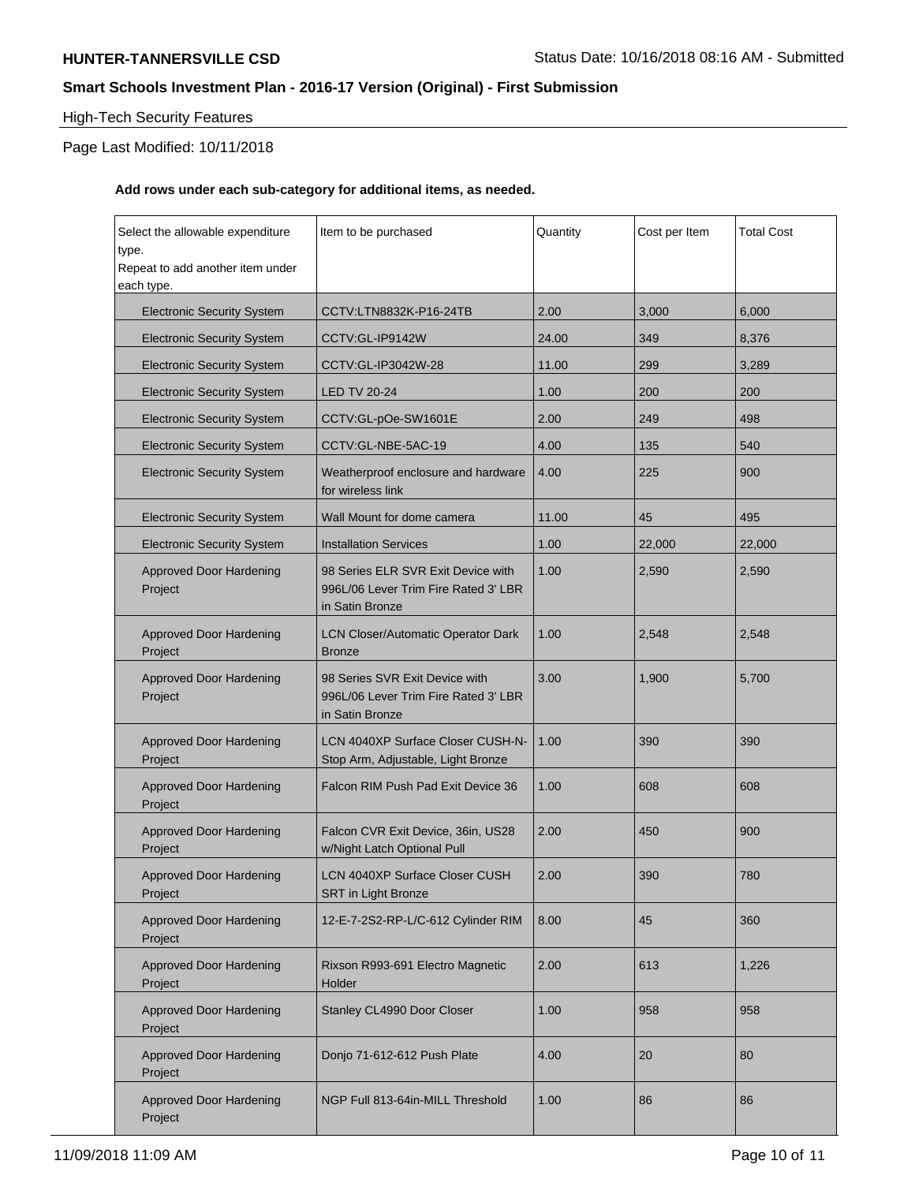**HUNTER-TANNERSVILLE CSD** Status Date: 10/16/2018 08:16 AM - Submitted

## Smart Schools Investment Plan - 2016-17 Version (Original) - First Submission

High-Tech Security Features

Page Last Modified: 10/11/2018

**Add rows under each sub-category for additional items, as needed.**

| Select the allowable expenditure type. Repeat to add another item under each type. | Item to be purchased | Quantity | Cost per Item | Total Cost |
|---|---|---|---|---|
| Electronic Security System | CCTV:LTN8832K-P16-24TB | 2.00 | 3,000 | 6,000 |
| Electronic Security System | CCTV:GL-IP9142W | 24.00 | 349 | 8,376 |
| Electronic Security System | CCTV:GL-IP3042W-28 | 11.00 | 299 | 3,289 |
| Electronic Security System | LED TV 20-24 | 1.00 | 200 | 200 |
| Electronic Security System | CCTV:GL-pOe-SW1601E | 2.00 | 249 | 498 |
| Electronic Security System | CCTV:GL-NBE-5AC-19 | 4.00 | 135 | 540 |
| Electronic Security System | Weatherproof enclosure and hardware for wireless link | 4.00 | 225 | 900 |
| Electronic Security System | Wall Mount for dome camera | 11.00 | 45 | 495 |
| Electronic Security System | Installation Services | 1.00 | 22,000 | 22,000 |
| Approved Door Hardening Project | 98 Series ELR SVR Exit Device with 996L/06 Lever Trim Fire Rated 3' LBR in Satin Bronze | 1.00 | 2,590 | 2,590 |
| Approved Door Hardening Project | LCN Closer/Automatic Operator Dark Bronze | 1.00 | 2,548 | 2,548 |
| Approved Door Hardening Project | 98 Series SVR Exit Device with 996L/06 Lever Trim Fire Rated 3' LBR in Satin Bronze | 3.00 | 1,900 | 5,700 |
| Approved Door Hardening Project | LCN 4040XP Surface Closer CUSH-N-Stop Arm, Adjustable, Light Bronze | 1.00 | 390 | 390 |
| Approved Door Hardening Project | Falcon RIM Push Pad Exit Device 36 | 1.00 | 608 | 608 |
| Approved Door Hardening Project | Falcon CVR Exit Device, 36in, US28 w/Night Latch Optional Pull | 2.00 | 450 | 900 |
| Approved Door Hardening Project | LCN 4040XP Surface Closer CUSH SRT in Light Bronze | 2.00 | 390 | 780 |
| Approved Door Hardening Project | 12-E-7-2S2-RP-L/C-612 Cylinder RIM | 8.00 | 45 | 360 |
| Approved Door Hardening Project | Rixson R993-691 Electro Magnetic Holder | 2.00 | 613 | 1,226 |
| Approved Door Hardening Project | Stanley CL4990 Door Closer | 1.00 | 958 | 958 |
| Approved Door Hardening Project | Donjo 71-612-612 Push Plate | 4.00 | 20 | 80 |
| Approved Door Hardening Project | NGP Full 813-64in-MILL Threshold | 1.00 | 86 | 86 |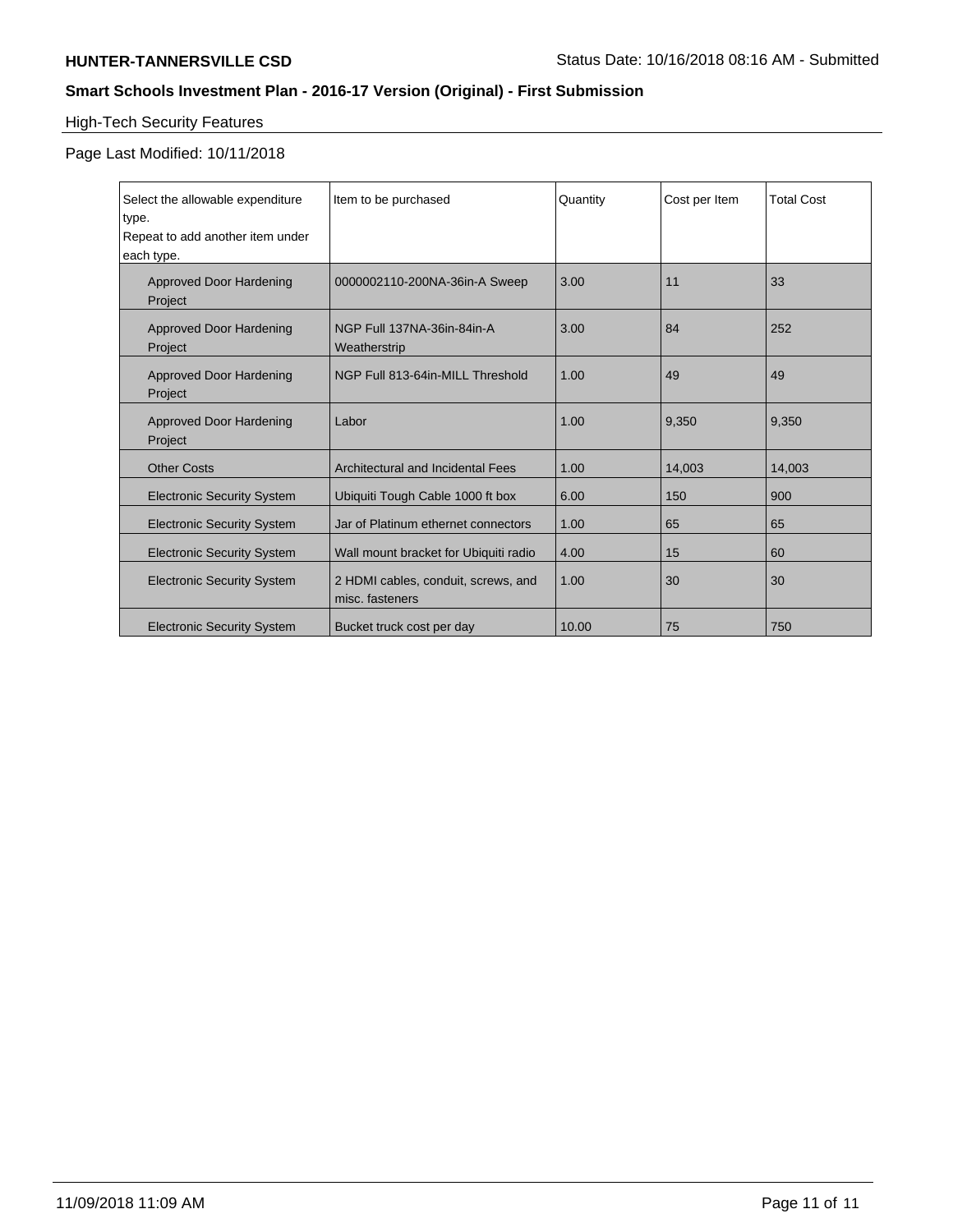High-Tech Security Features

Page Last Modified: 10/11/2018

| Select the allowable expenditure type. Repeat to add another item under each type. | Item to be purchased | Quantity | Cost per Item | Total Cost |
|---|---|---|---|---|
| Approved Door Hardening Project | 0000002110-200NA-36in-A Sweep | 3.00 | 11 | 33 |
| Approved Door Hardening Project | NGP Full 137NA-36in-84in-A Weatherstrip | 3.00 | 84 | 252 |
| Approved Door Hardening Project | NGP Full 813-64in-MILL Threshold | 1.00 | 49 | 49 |
| Approved Door Hardening Project | Labor | 1.00 | 9,350 | 9,350 |
| Other Costs | Architectural and Incidental Fees | 1.00 | 14,003 | 14,003 |
| Electronic Security System | Ubiquiti Tough Cable 1000 ft box | 6.00 | 150 | 900 |
| Electronic Security System | Jar of Platinum ethernet connectors | 1.00 | 65 | 65 |
| Electronic Security System | Wall mount bracket for Ubiquiti radio | 4.00 | 15 | 60 |
| Electronic Security System | 2 HDMI cables, conduit, screws, and misc. fasteners | 1.00 | 30 | 30 |
| Electronic Security System | Bucket truck cost per day | 10.00 | 75 | 750 |